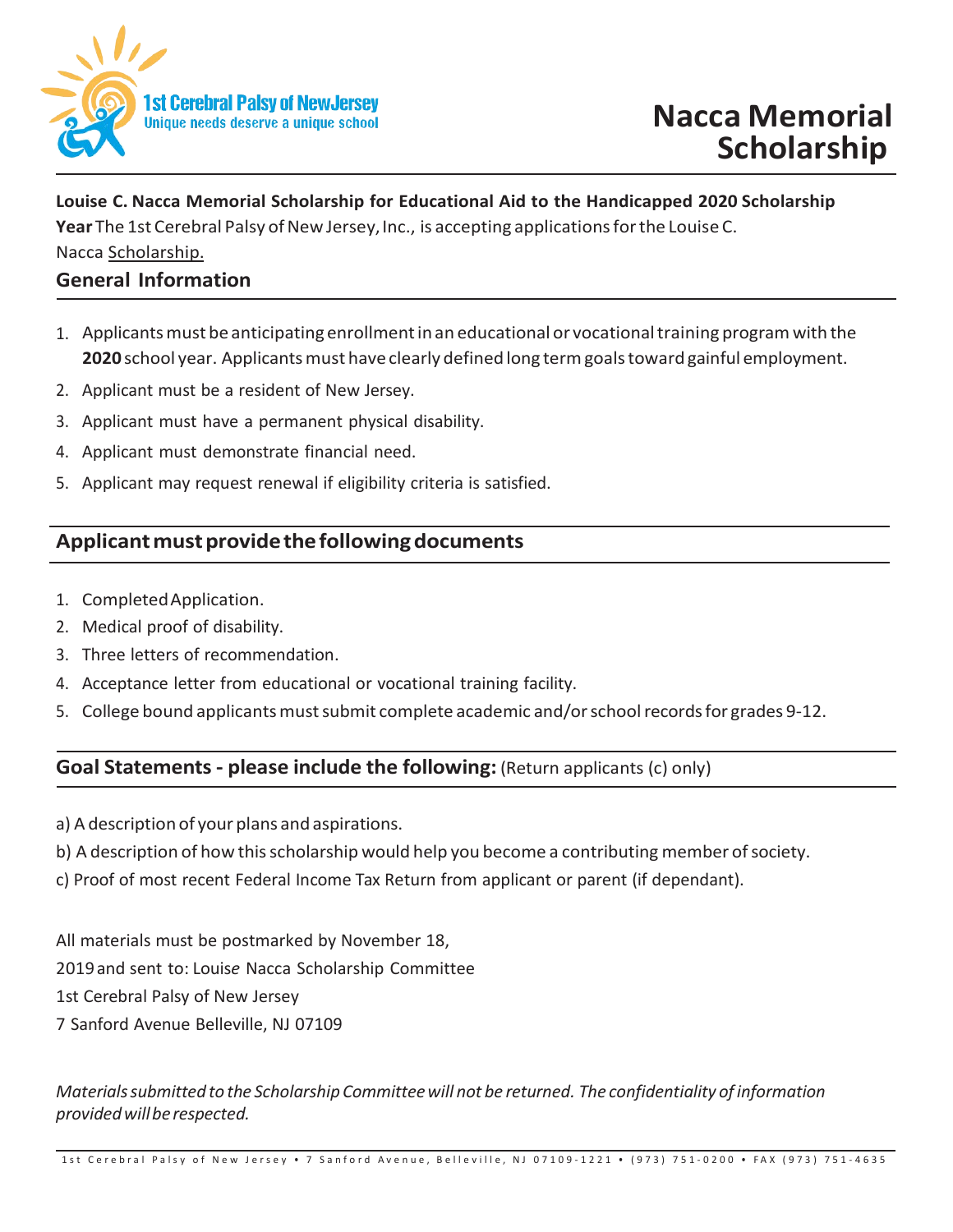1st Cerebral Palsy of NewJersey
Unique needs deserve a unique school

# Nacca Memorial Scholarship

**Louise C. Nacca Memorial Scholarship for Educational Aid to the Handicapped 2020 Scholarship Year** The 1st Cerebral Palsy of New Jersey, Inc., is accepting applications for the Louise C. Nacca Scholarship.

## General Information

1. Applicants must be anticipating enrollment in an educational or vocational training program with the **2020** school year. Applicants must have clearly defined long term goals toward gainful employment.
2. Applicant must be a resident of New Jersey.
3. Applicant must have a permanent physical disability.
4. Applicant must demonstrate financial need.
5. Applicant may request renewal if eligibility criteria is satisfied.

## Applicant must provide the following documents

1. Completed Application.
2. Medical proof of disability.
3. Three letters of recommendation.
4. Acceptance letter from educational or vocational training facility.
5. College bound applicants must submit complete academic and/or school records for grades 9-12.

## Goal Statements - please include the following: (Return applicants (c) only)

a) A description of your plans and aspirations.

b) A description of how this scholarship would help you become a contributing member of society.

c) Proof of most recent Federal Income Tax Return from applicant or parent (if dependant).

All materials must be postmarked by November 18, 2019 and sent to: Louise Nacca Scholarship Committee
1st Cerebral Palsy of New Jersey
7 Sanford Avenue Belleville, NJ 07109

*Materials submitted to the Scholarship Committee will not be returned. The confidentiality of information provided will be respected.*

1st Cerebral Palsy of New Jersey • 7 Sanford Avenue, Belleville, NJ 07109-1221 • (973) 751-0200 • FAX (973) 751-4635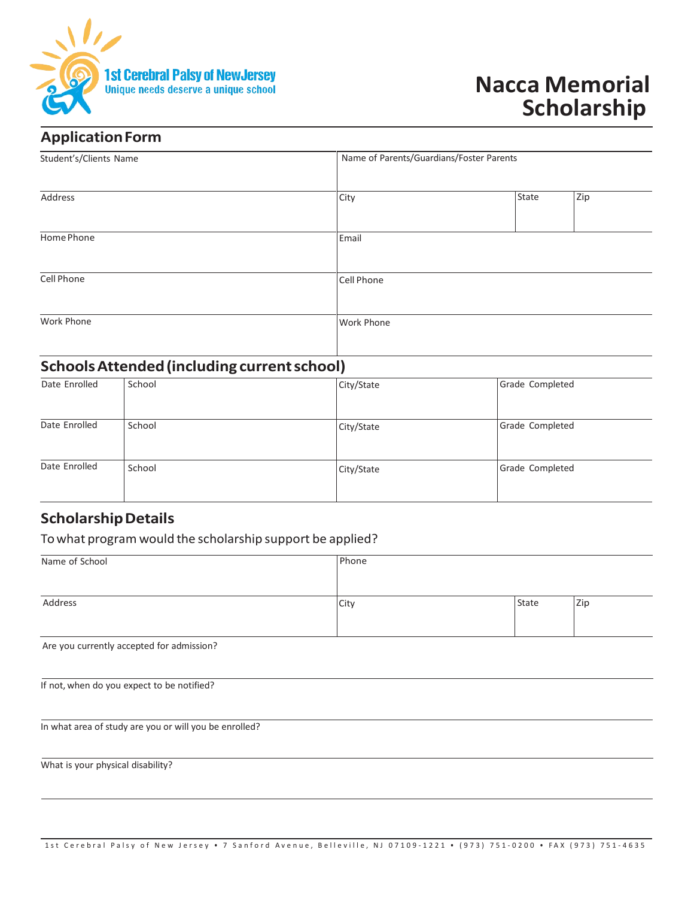1st Cerebral Palsy of New Jersey
Unique needs deserve a unique school

# Nacca Memorial Scholarship

## Application Form

| Student's/Clients Name | Name of Parents/Guardians/Foster Parents | | |
|---|---|---|---|
| Address | City | State | Zip |
| Home Phone | Email | | |
| Cell Phone | Cell Phone | | |
| Work Phone | Work Phone | | |

## Schools Attended (including current school)

| Date Enrolled | School | City/State | Grade Completed |
|---|---|---|---|
| Date Enrolled | School | City/State | Grade Completed |
| Date Enrolled | School | City/State | Grade Completed |

## Scholarship Details

To what program would the scholarship support be applied?

| Name of School | Phone | | |
|---|---|---|---|
| Address | City | State | Zip |

Are you currently accepted for admission?

If not, when do you expect to be notified?

In what area of study are you or will you be enrolled?

What is your physical disability?

1st Cerebral Palsy of New Jersey • 7 Sanford Avenue, Belleville, NJ 07109-1221 • (973) 751-0200 • FAX (973) 751-4635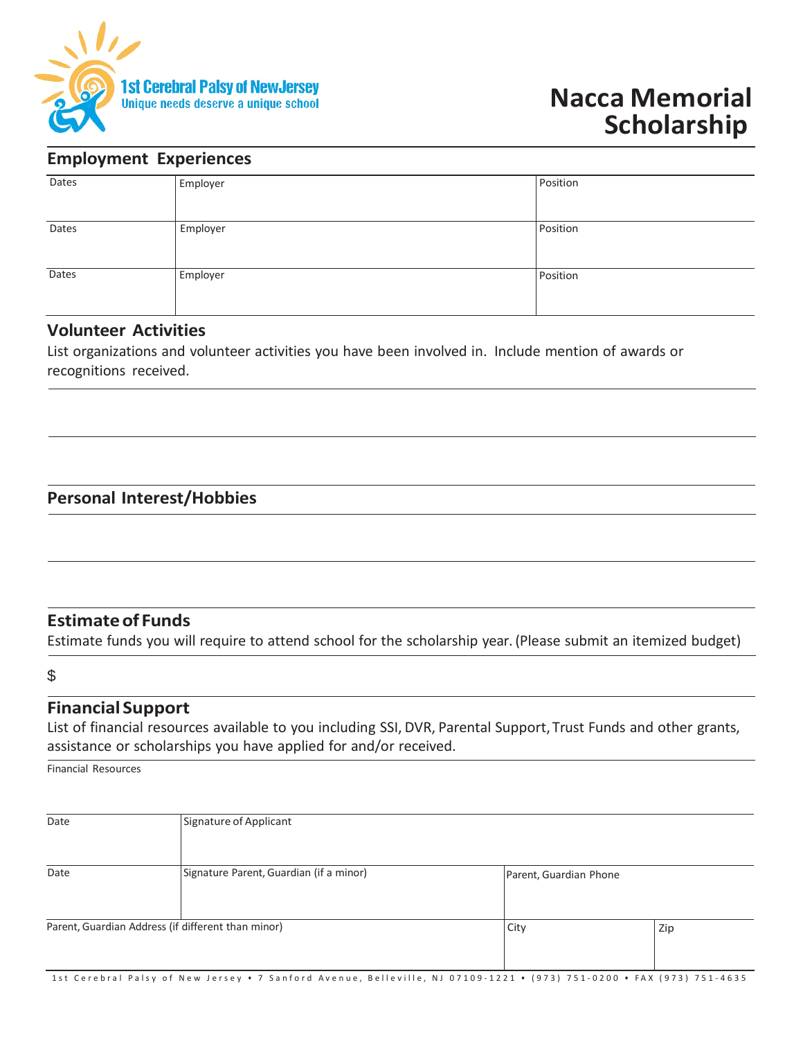1st Cerebral Palsy of New Jersey
Unique needs deserve a unique school

# Nacca Memorial Scholarship

## Employment Experiences

| Dates | Employer | Position |
|---|---|---|
| Dates | Employer | Position |
| Dates | Employer | Position |

## Volunteer Activities

List organizations and volunteer activities you have been involved in. Include mention of awards or recognitions received.

## Personal Interest/Hobbies

## Estimate of Funds

Estimate funds you will require to attend school for the scholarship year. (Please submit an itemized budget)

$

## Financial Support

List of financial resources available to you including SSI, DVR, Parental Support, Trust Funds and other grants, assistance or scholarships you have applied for and/or received.

Financial Resources

| Date | Signature of Applicant | | |
|---|---|---|---|
| Date | Signature Parent, Guardian (if a minor) | Parent, Guardian Phone | |
| Parent, Guardian Address (if different than minor) | | City | Zip |

1st Cerebral Palsy of New Jersey • 7 Sanford Avenue, Belleville, NJ 07109-1221 • (973) 751-0200 • FAX (973) 751-4635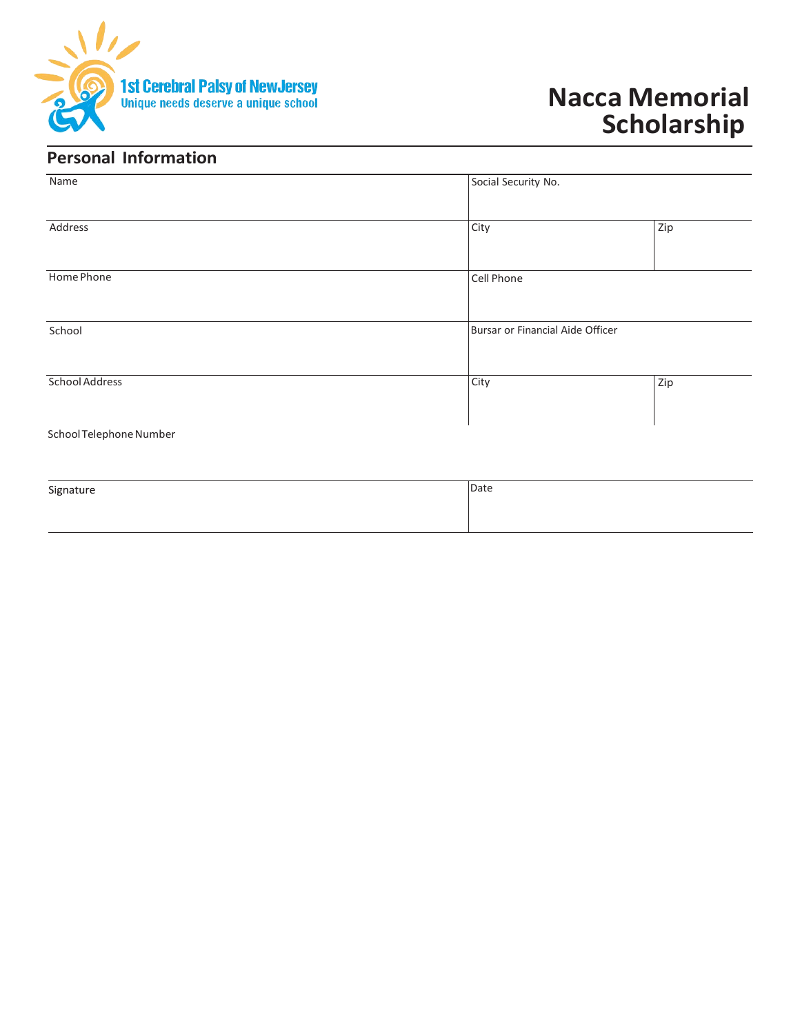1st Cerebral Palsy of NewJersey
Unique needs deserve a unique school

# Nacca Memorial Scholarship

## Personal Information

| | | |
|---|---|---|
| Name | Social Security No. | |
| Address | City | Zip |
| Home Phone | Cell Phone | |
| School | Bursar or Financial Aide Officer | |
| School Address | City | Zip |
| School Telephone Number | | |

| | |
|---|---|
| Signature | Date |